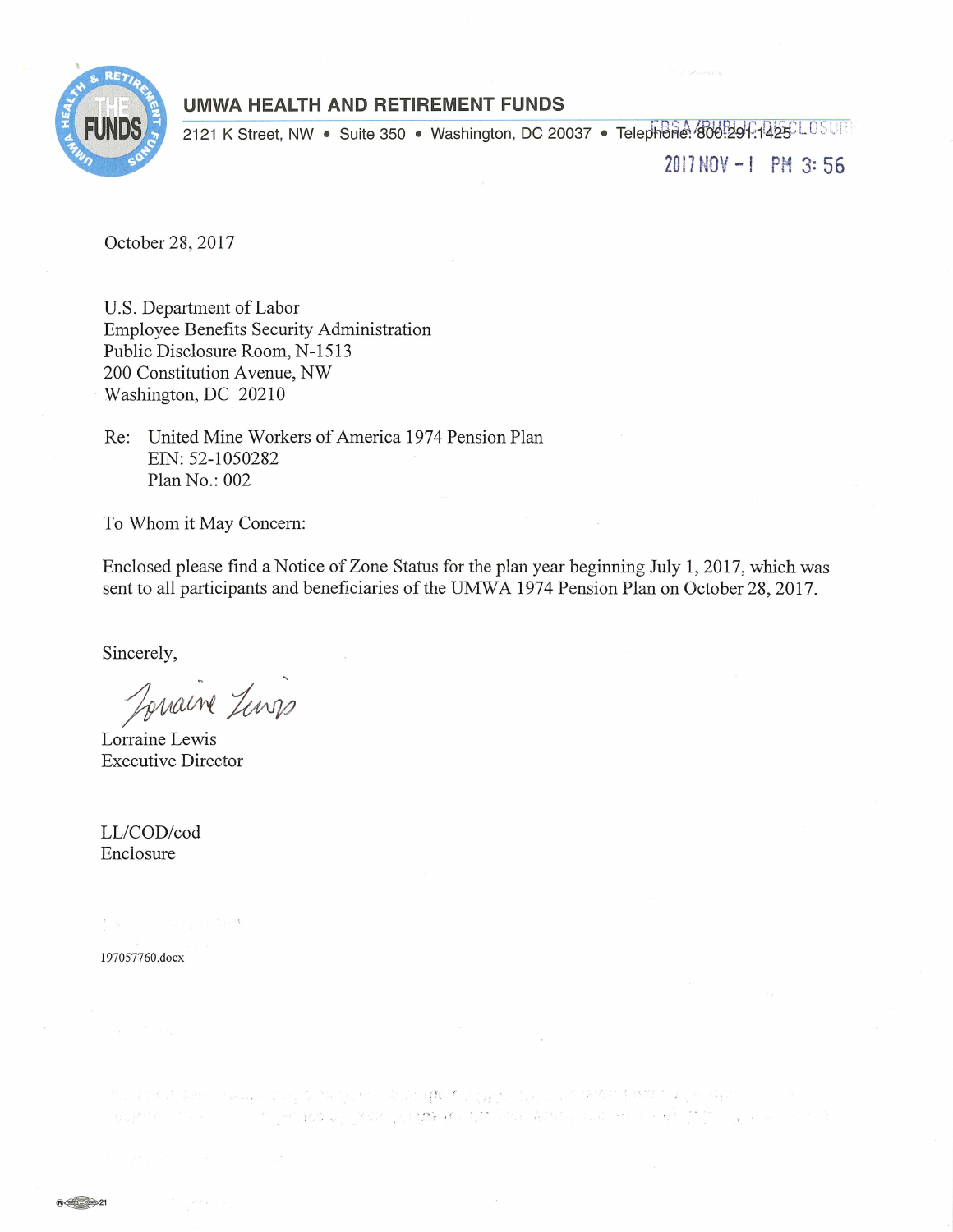**UMWA HEALTH AND RETIREMENT FUNDS**

2121 K Street, NW • Suite 350 • Washington, DC 20037 • Telephone: 800.291.1425

EBSA / PUBLIC DISCLOSURE

2017 NOV - 1 PM 3: 56

October 28, 2017

U.S. Department of Labor
Employee Benefits Security Administration
Public Disclosure Room, N-1513
200 Constitution Avenue, NW
Washington, DC 20210

Re: United Mine Workers of America 1974 Pension Plan
EIN: 52-1050282
Plan No.: 002

To Whom it May Concern:

Enclosed please find a Notice of Zone Status for the plan year beginning July 1, 2017, which was sent to all participants and beneficiaries of the UMWA 1974 Pension Plan on October 28, 2017.

Sincerely,

Lorraine Lewis
Executive Director

LL/COD/cod
Enclosure

197057760.docx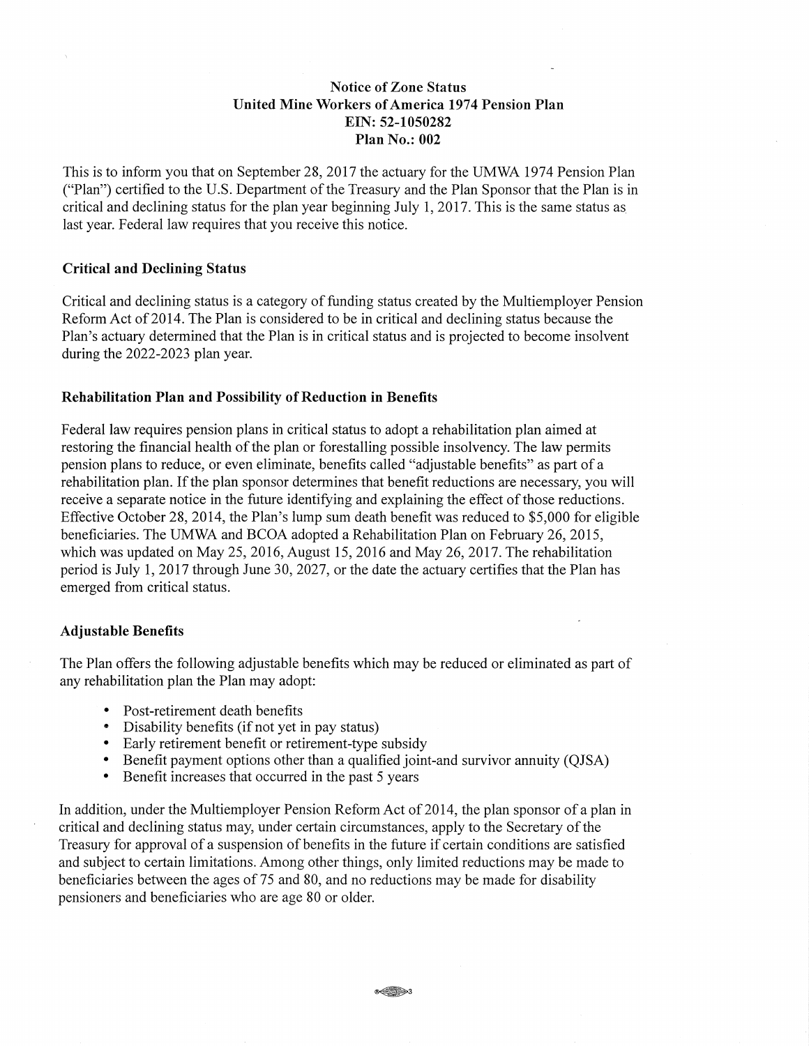# Notice of Zone Status
## United Mine Workers of America 1974 Pension Plan
## EIN: 52-1050282
## Plan No.: 002

This is to inform you that on September 28, 2017 the actuary for the UMWA 1974 Pension Plan ("Plan") certified to the U.S. Department of the Treasury and the Plan Sponsor that the Plan is in critical and declining status for the plan year beginning July 1, 2017. This is the same status as last year. Federal law requires that you receive this notice.

### Critical and Declining Status

Critical and declining status is a category of funding status created by the Multiemployer Pension Reform Act of 2014. The Plan is considered to be in critical and declining status because the Plan's actuary determined that the Plan is in critical status and is projected to become insolvent during the 2022-2023 plan year.

### Rehabilitation Plan and Possibility of Reduction in Benefits

Federal law requires pension plans in critical status to adopt a rehabilitation plan aimed at restoring the financial health of the plan or forestalling possible insolvency. The law permits pension plans to reduce, or even eliminate, benefits called "adjustable benefits" as part of a rehabilitation plan. If the plan sponsor determines that benefit reductions are necessary, you will receive a separate notice in the future identifying and explaining the effect of those reductions. Effective October 28, 2014, the Plan's lump sum death benefit was reduced to $5,000 for eligible beneficiaries. The UMWA and BCOA adopted a Rehabilitation Plan on February 26, 2015, which was updated on May 25, 2016, August 15, 2016 and May 26, 2017. The rehabilitation period is July 1, 2017 through June 30, 2027, or the date the actuary certifies that the Plan has emerged from critical status.

### Adjustable Benefits

The Plan offers the following adjustable benefits which may be reduced or eliminated as part of any rehabilitation plan the Plan may adopt:

- Post-retirement death benefits
- Disability benefits (if not yet in pay status)
- Early retirement benefit or retirement-type subsidy
- Benefit payment options other than a qualified joint-and survivor annuity (QJSA)
- Benefit increases that occurred in the past 5 years

In addition, under the Multiemployer Pension Reform Act of 2014, the plan sponsor of a plan in critical and declining status may, under certain circumstances, apply to the Secretary of the Treasury for approval of a suspension of benefits in the future if certain conditions are satisfied and subject to certain limitations. Among other things, only limited reductions may be made to beneficiaries between the ages of 75 and 80, and no reductions may be made for disability pensioners and beneficiaries who are age 80 or older.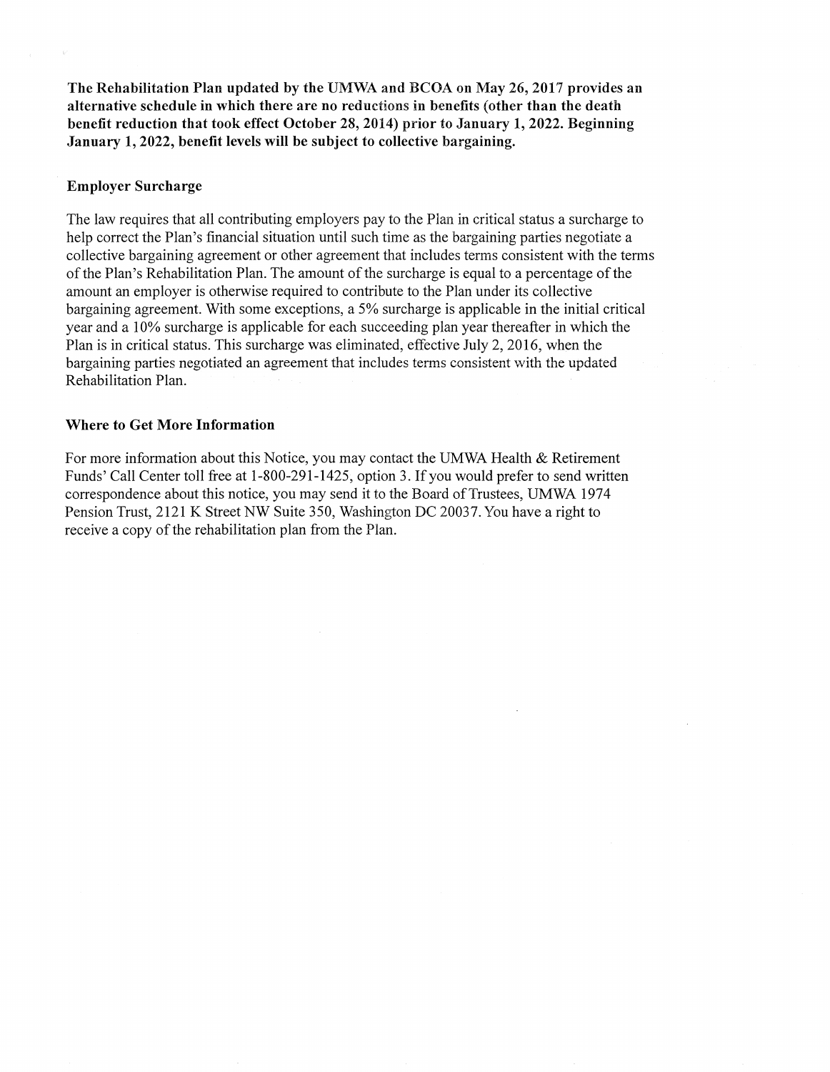**The Rehabilitation Plan updated by the UMWA and BCOA on May 26, 2017 provides an alternative schedule in which there are no reductions in benefits (other than the death benefit reduction that took effect October 28, 2014) prior to January 1, 2022. Beginning January 1, 2022, benefit levels will be subject to collective bargaining.**

### Employer Surcharge

The law requires that all contributing employers pay to the Plan in critical status a surcharge to help correct the Plan's financial situation until such time as the bargaining parties negotiate a collective bargaining agreement or other agreement that includes terms consistent with the terms of the Plan's Rehabilitation Plan. The amount of the surcharge is equal to a percentage of the amount an employer is otherwise required to contribute to the Plan under its collective bargaining agreement. With some exceptions, a 5% surcharge is applicable in the initial critical year and a 10% surcharge is applicable for each succeeding plan year thereafter in which the Plan is in critical status. This surcharge was eliminated, effective July 2, 2016, when the bargaining parties negotiated an agreement that includes terms consistent with the updated Rehabilitation Plan.

### Where to Get More Information

For more information about this Notice, you may contact the UMWA Health & Retirement Funds' Call Center toll free at 1-800-291-1425, option 3. If you would prefer to send written correspondence about this notice, you may send it to the Board of Trustees, UMWA 1974 Pension Trust, 2121 K Street NW Suite 350, Washington DC 20037. You have a right to receive a copy of the rehabilitation plan from the Plan.